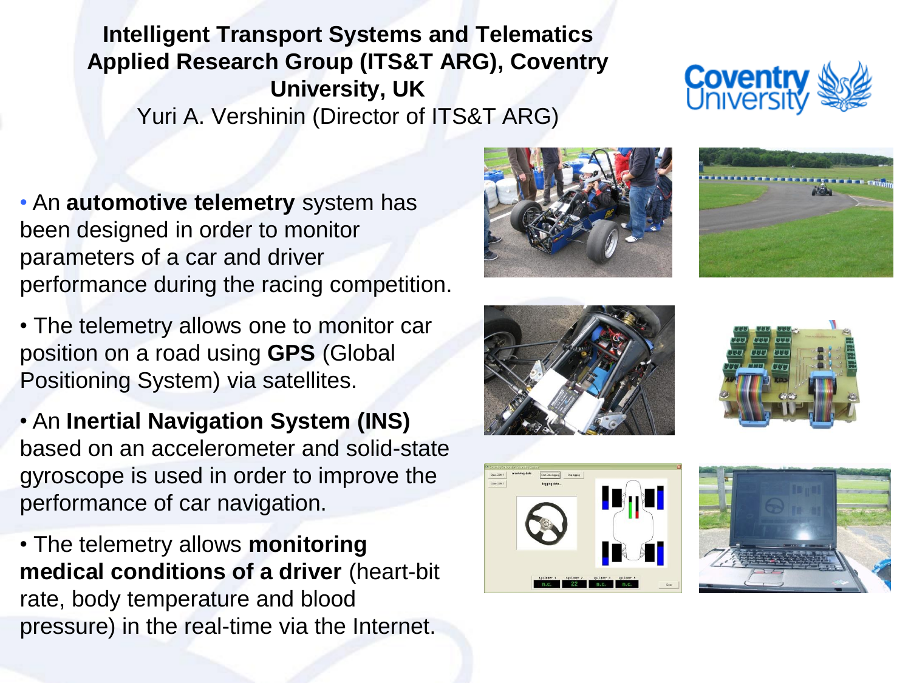**Intelligent Transport Systems and Telematics Applied Research Group (ITS&T ARG), Coventry University, UK**

Yuri A. Vershinin (Director of ITS&T ARG)

- An **automotive telemetry** system has been designed in order to monitor parameters of a car and driver performance during the racing competition.
- The telemetry allows one to monitor car position on a road using **GPS** (Global Positioning System) via satellites.
- An **Inertial Navigation System (INS)** based on an accelerometer and solid-state gyroscope is used in order to improve the performance of car navigation.
- The telemetry allows **monitoring medical conditions of a driver** (heart-bit rate, body temperature and blood pressure) in the real-time via the Internet.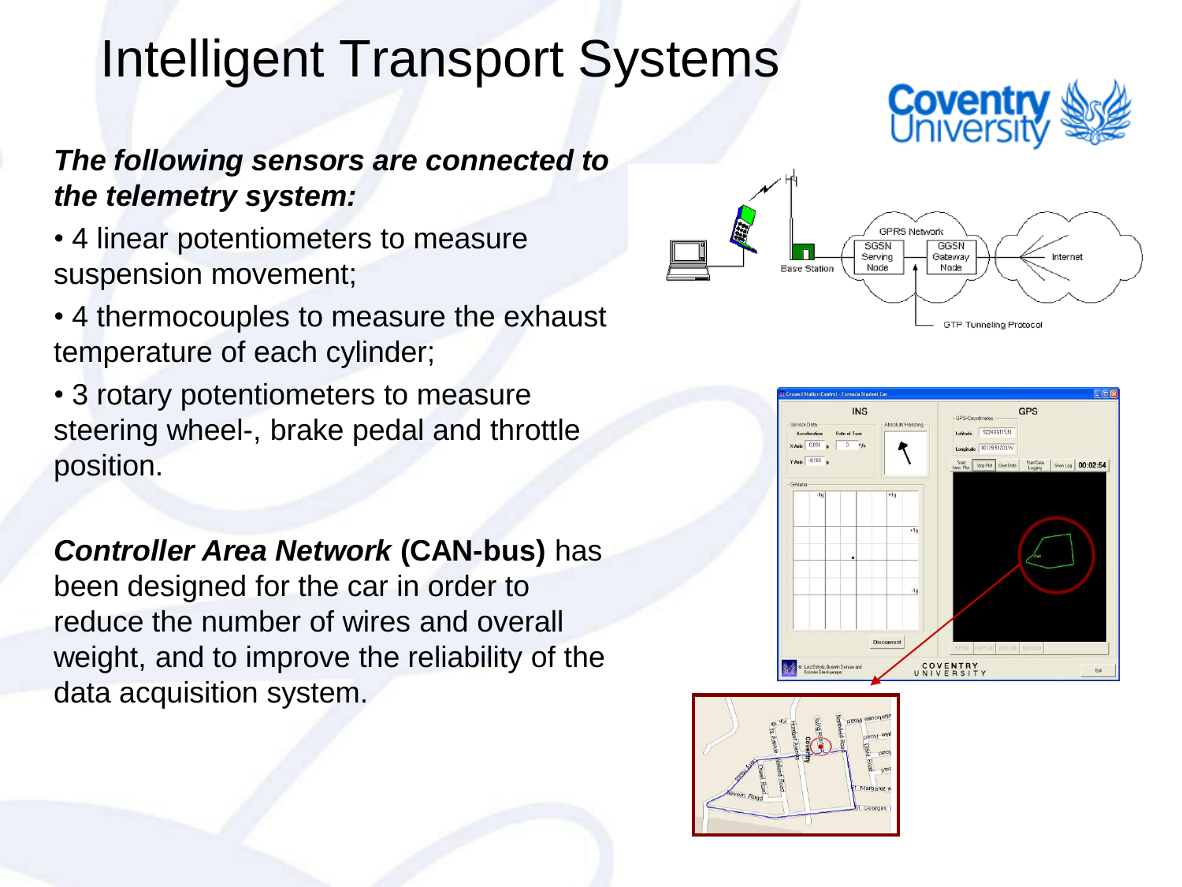# Intelligent Transport Systems

***The following sensors are connected to the telemetry system:***

- 4 linear potentiometers to measure suspension movement;
- 4 thermocouples to measure the exhaust temperature of each cylinder;
- 3 rotary potentiometers to measure steering wheel-, brake pedal and throttle position.

***Controller Area Network* (CAN-bus)** has been designed for the car in order to reduce the number of wires and overall weight, and to improve the reliability of the data acquisition system.

Base Station
GPRS Network
SGSN Serving Node
GGSN Gateway Node
Internet
GTP Tunneling Protocol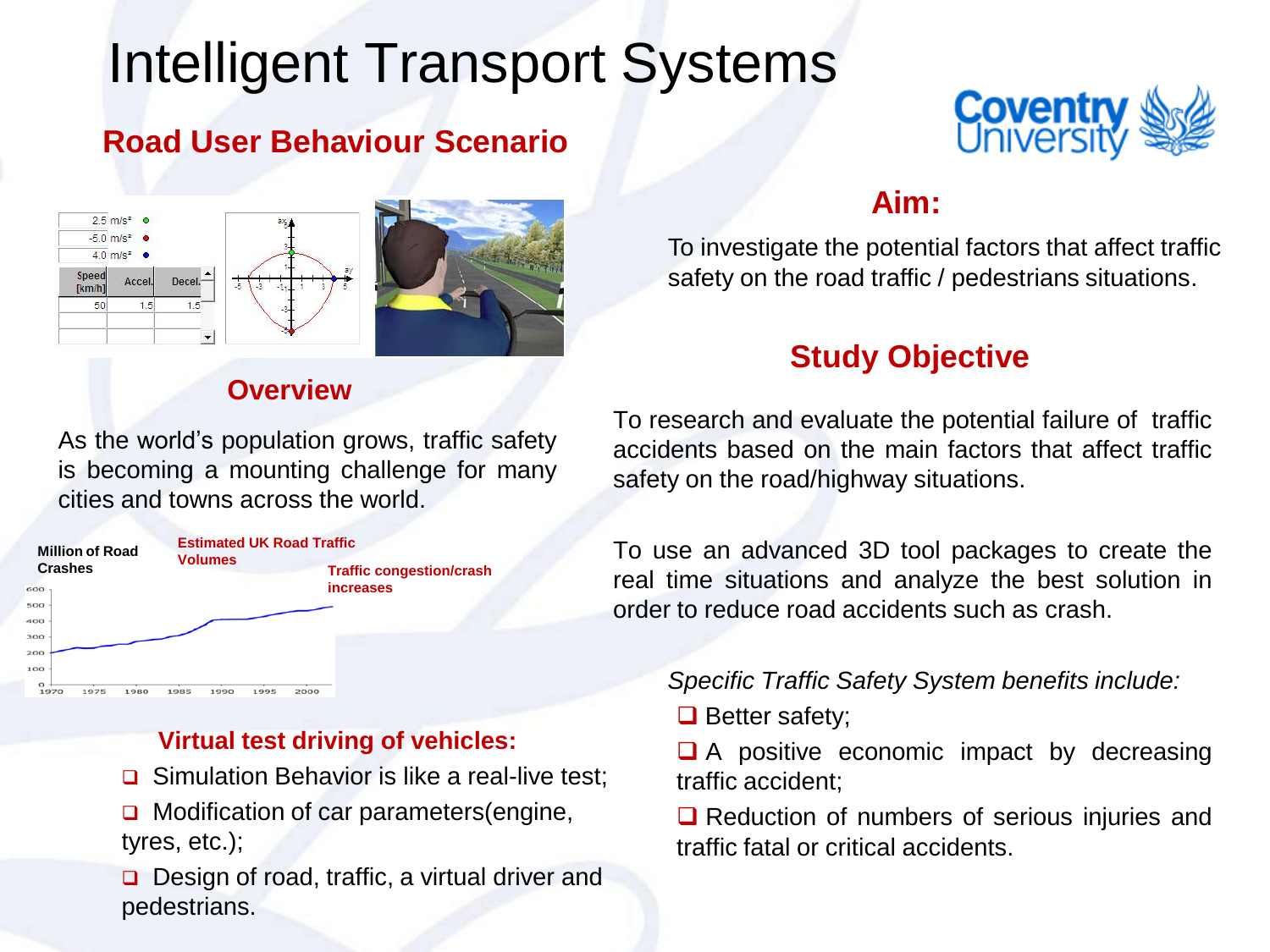# Intelligent Transport Systems

## Road User Behaviour Scenario

### Overview

As the world's population grows, traffic safety is becoming a mounting challenge for many cities and towns across the world.

Million of Road Crashes

Estimated UK Road Traffic Volumes

Traffic congestion/crash increases

600
500
400
300
200
100
0
1970 1975 1980 1985 1990 1995 2000

### Virtual test driving of vehicles:

- Simulation Behavior is like a real-live test;
- Modification of car parameters(engine, tyres, etc.);
- Design of road, traffic, a virtual driver and pedestrians.

### Aim:

To investigate the potential factors that affect traffic safety on the road traffic / pedestrians situations.

### Study Objective

To research and evaluate the potential failure of traffic accidents based on the main factors that affect traffic safety on the road/highway situations.

To use an advanced 3D tool packages to create the real time situations and analyze the best solution in order to reduce road accidents such as crash.

*Specific Traffic Safety System benefits include:*

- Better safety;
- A positive economic impact by decreasing traffic accident;
- Reduction of numbers of serious injuries and traffic fatal or critical accidents.